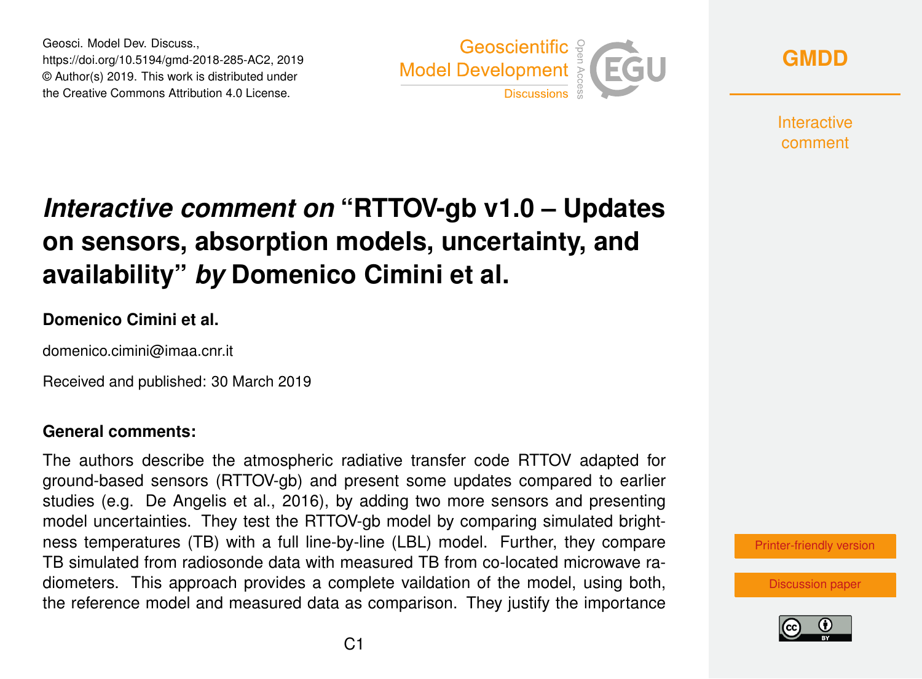# *Interactive comment on* "RTTOV-gb v1.0 – Updates on sensors, absorption models, uncertainty, and availability" *by* Domenico Cimini et al.

**Domenico Cimini et al.**

domenico.cimini@imaa.cnr.it

Received and published: 30 March 2019

**General comments:**

The authors describe the atmospheric radiative transfer code RTTOV adapted for ground-based sensors (RTTOV-gb) and present some updates compared to earlier studies (e.g. De Angelis et al., 2016), by adding two more sensors and presenting model uncertainties. They test the RTTOV-gb model by comparing simulated brightness temperatures (TB) with a full line-by-line (LBL) model. Further, they compare TB simulated from radiosonde data with measured TB from co-located microwave radiometers. This approach provides a complete vaildation of the model, using both, the reference model and measured data as comparison. They justify the importance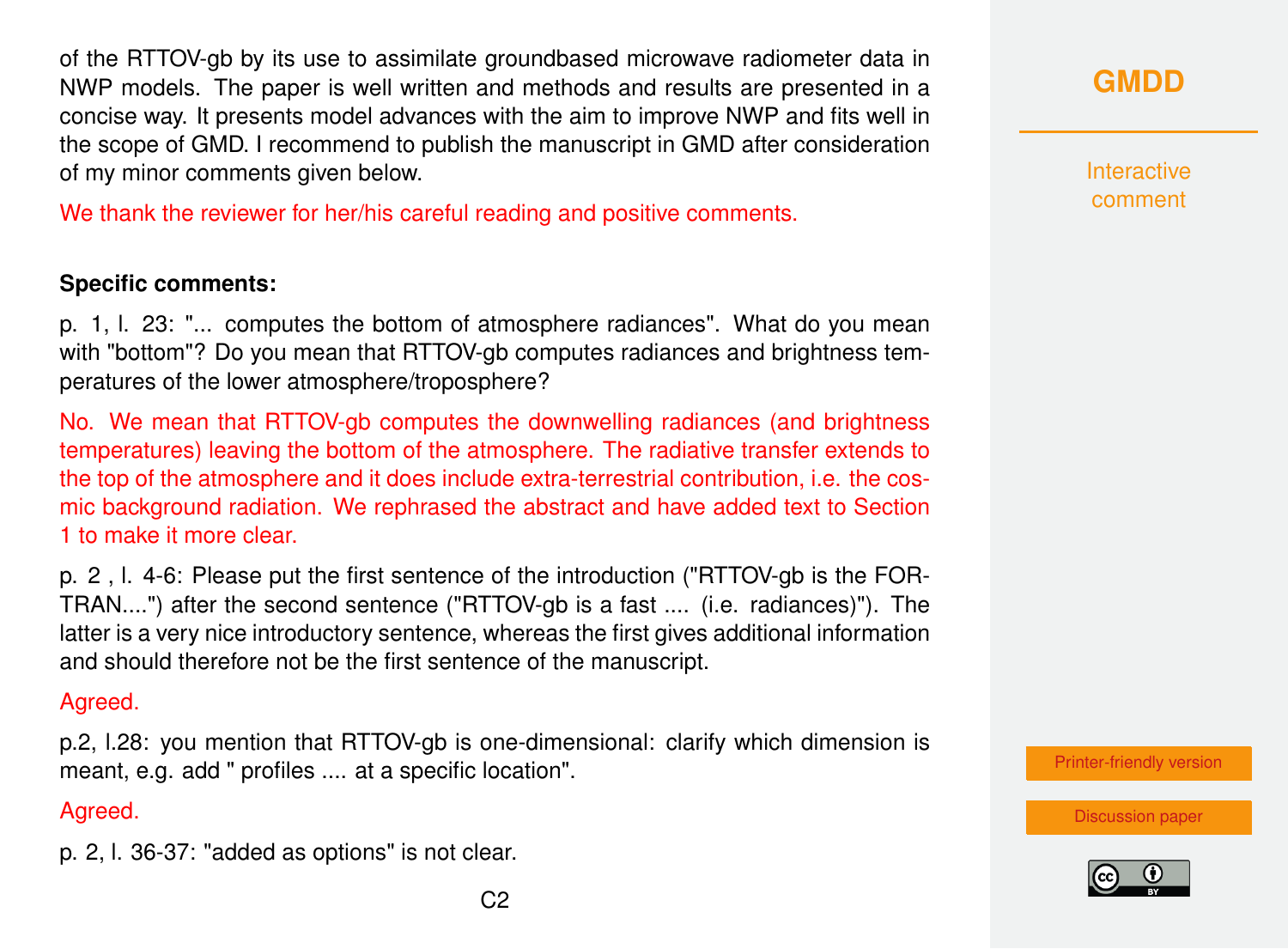of the RTTOV-gb by its use to assimilate groundbased microwave radiometer data in NWP models. The paper is well written and methods and results are presented in a concise way. It presents model advances with the aim to improve NWP and fits well in the scope of GMD. I recommend to publish the manuscript in GMD after consideration of my minor comments given below.

We thank the reviewer for her/his careful reading and positive comments.

**Specific comments:**

p. 1, l. 23: "... computes the bottom of atmosphere radiances". What do you mean with "bottom"? Do you mean that RTTOV-gb computes radiances and brightness temperatures of the lower atmosphere/troposphere?

No. We mean that RTTOV-gb computes the downwelling radiances (and brightness temperatures) leaving the bottom of the atmosphere. The radiative transfer extends to the top of the atmosphere and it does include extra-terrestrial contribution, i.e. the cosmic background radiation. We rephrased the abstract and have added text to Section 1 to make it more clear.

p. 2 , l. 4-6: Please put the first sentence of the introduction ("RTTOV-gb is the FORTRAN....") after the second sentence ("RTTOV-gb is a fast .... (i.e. radiances)"). The latter is a very nice introductory sentence, whereas the first gives additional information and should therefore not be the first sentence of the manuscript.

Agreed.

p.2, l.28: you mention that RTTOV-gb is one-dimensional: clarify which dimension is meant, e.g. add " profiles .... at a specific location".

Agreed.

p. 2, l. 36-37: "added as options" is not clear.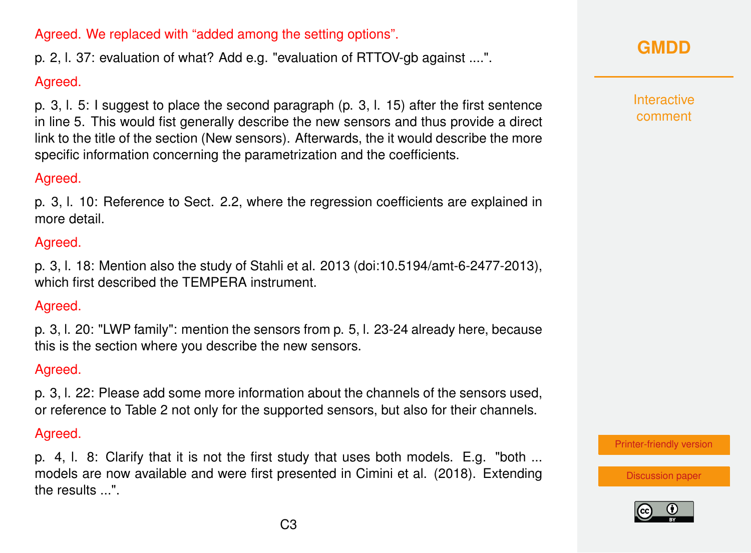Agreed. We replaced with "added among the setting options".

p. 2, l. 37: evaluation of what? Add e.g. "evaluation of RTTOV-gb against ....".

Agreed.

p. 3, l. 5: I suggest to place the second paragraph (p. 3, l. 15) after the first sentence in line 5. This would fist generally describe the new sensors and thus provide a direct link to the title of the section (New sensors). Afterwards, the it would describe the more specific information concerning the parametrization and the coefficients.

Agreed.

p. 3, l. 10: Reference to Sect. 2.2, where the regression coefficients are explained in more detail.

Agreed.

p. 3, l. 18: Mention also the study of Stahli et al. 2013 (doi:10.5194/amt-6-2477-2013), which first described the TEMPERA instrument.

Agreed.

p. 3, l. 20: "LWP family": mention the sensors from p. 5, l. 23-24 already here, because this is the section where you describe the new sensors.

Agreed.

p. 3, l. 22: Please add some more information about the channels of the sensors used, or reference to Table 2 not only for the supported sensors, but also for their channels.

Agreed.

p. 4, l. 8: Clarify that it is not the first study that uses both models. E.g. "both ... models are now available and were first presented in Cimini et al. (2018). Extending the results ...".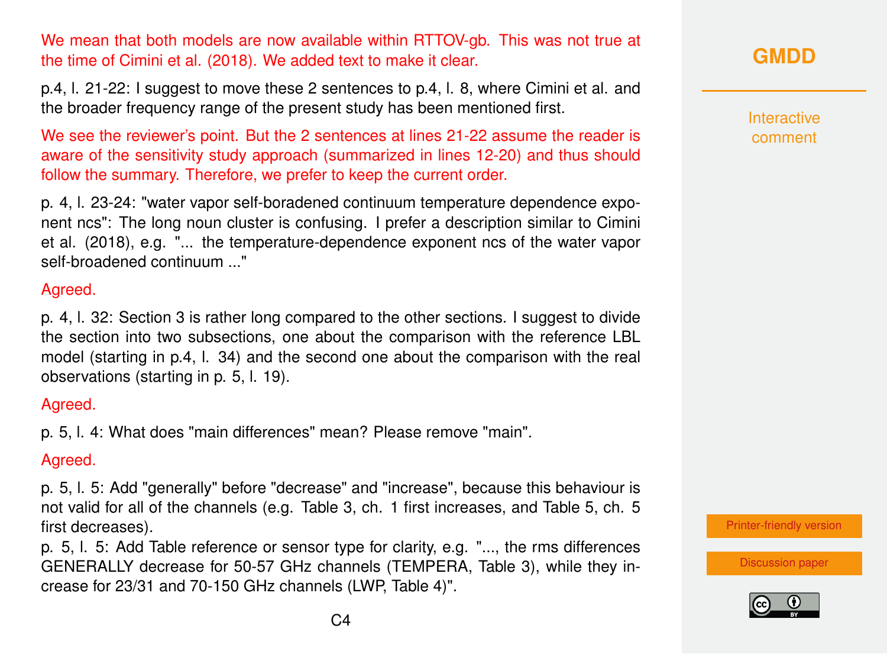We mean that both models are now available within RTTOV-gb. This was not true at the time of Cimini et al. (2018). We added text to make it clear.

p.4, l. 21-22: I suggest to move these 2 sentences to p.4, l. 8, where Cimini et al. and the broader frequency range of the present study has been mentioned first.

We see the reviewer's point. But the 2 sentences at lines 21-22 assume the reader is aware of the sensitivity study approach (summarized in lines 12-20) and thus should follow the summary. Therefore, we prefer to keep the current order.

p. 4, l. 23-24: "water vapor self-boradened continuum temperature dependence exponent ncs": The long noun cluster is confusing. I prefer a description similar to Cimini et al. (2018), e.g. "... the temperature-dependence exponent ncs of the water vapor self-broadened continuum ..."

Agreed.

p. 4, l. 32: Section 3 is rather long compared to the other sections. I suggest to divide the section into two subsections, one about the comparison with the reference LBL model (starting in p.4, l. 34) and the second one about the comparison with the real observations (starting in p. 5, l. 19).

Agreed.

p. 5, l. 4: What does "main differences" mean? Please remove "main".

Agreed.

p. 5, l. 5: Add "generally" before "decrease" and "increase", because this behaviour is not valid for all of the channels (e.g. Table 3, ch. 1 first increases, and Table 5, ch. 5 first decreases).

p. 5, l. 5: Add Table reference or sensor type for clarity, e.g. "..., the rms differences GENERALLY decrease for 50-57 GHz channels (TEMPERA, Table 3), while they increase for 23/31 and 70-150 GHz channels (LWP, Table 4)".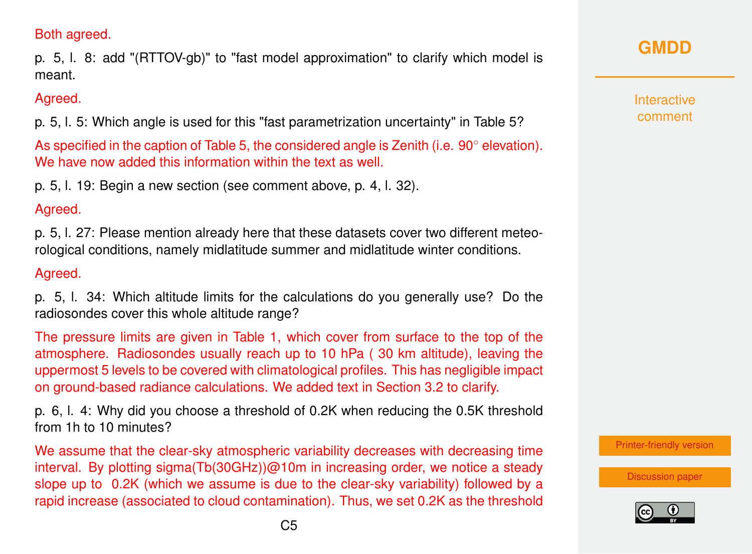Both agreed.

p. 5, l. 8: add "(RTTOV-gb)" to "fast model approximation" to clarify which model is meant.

Agreed.

p. 5, l. 5: Which angle is used for this "fast parametrization uncertainty" in Table 5?

As specified in the caption of Table 5, the considered angle is Zenith (i.e. 90° elevation). We have now added this information within the text as well.

p. 5, l. 19: Begin a new section (see comment above, p. 4, l. 32).

Agreed.

p. 5, l. 27: Please mention already here that these datasets cover two different meteorological conditions, namely midlatitude summer and midlatitude winter conditions.

Agreed.

p. 5, l. 34: Which altitude limits for the calculations do you generally use? Do the radiosondes cover this whole altitude range?

The pressure limits are given in Table 1, which cover from surface to the top of the atmosphere. Radiosondes usually reach up to 10 hPa ( 30 km altitude), leaving the uppermost 5 levels to be covered with climatological profiles. This has negligible impact on ground-based radiance calculations. We added text in Section 3.2 to clarify.

p. 6, l. 4: Why did you choose a threshold of 0.2K when reducing the 0.5K threshold from 1h to 10 minutes?

We assume that the clear-sky atmospheric variability decreases with decreasing time interval. By plotting sigma(Tb(30GHz))@10m in increasing order, we notice a steady slope up to 0.2K (which we assume is due to the clear-sky variability) followed by a rapid increase (associated to cloud contamination). Thus, we set 0.2K as the threshold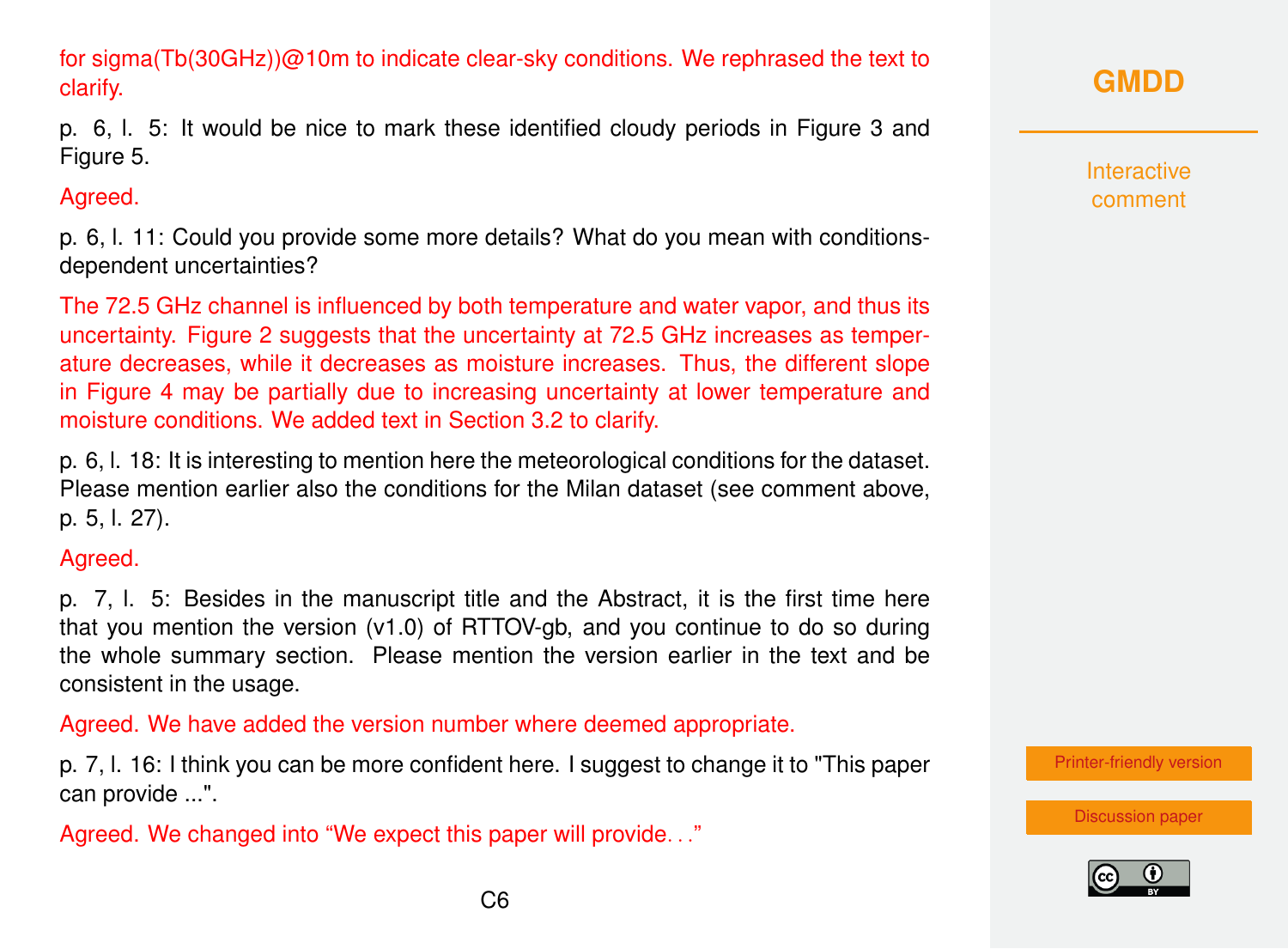for sigma(Tb(30GHz))@10m to indicate clear-sky conditions. We rephrased the text to clarify.

p. 6, l. 5: It would be nice to mark these identified cloudy periods in Figure 3 and Figure 5.

Agreed.

p. 6, l. 11: Could you provide some more details? What do you mean with conditions-dependent uncertainties?

The 72.5 GHz channel is influenced by both temperature and water vapor, and thus its uncertainty. Figure 2 suggests that the uncertainty at 72.5 GHz increases as temperature decreases, while it decreases as moisture increases. Thus, the different slope in Figure 4 may be partially due to increasing uncertainty at lower temperature and moisture conditions. We added text in Section 3.2 to clarify.

p. 6, l. 18: It is interesting to mention here the meteorological conditions for the dataset. Please mention earlier also the conditions for the Milan dataset (see comment above, p. 5, l. 27).

Agreed.

p. 7, l. 5: Besides in the manuscript title and the Abstract, it is the first time here that you mention the version (v1.0) of RTTOV-gb, and you continue to do so during the whole summary section. Please mention the version earlier in the text and be consistent in the usage.

Agreed. We have added the version number where deemed appropriate.

p. 7, l. 16: I think you can be more confident here. I suggest to change it to "This paper can provide ...".

Agreed. We changed into "We expect this paper will provide…"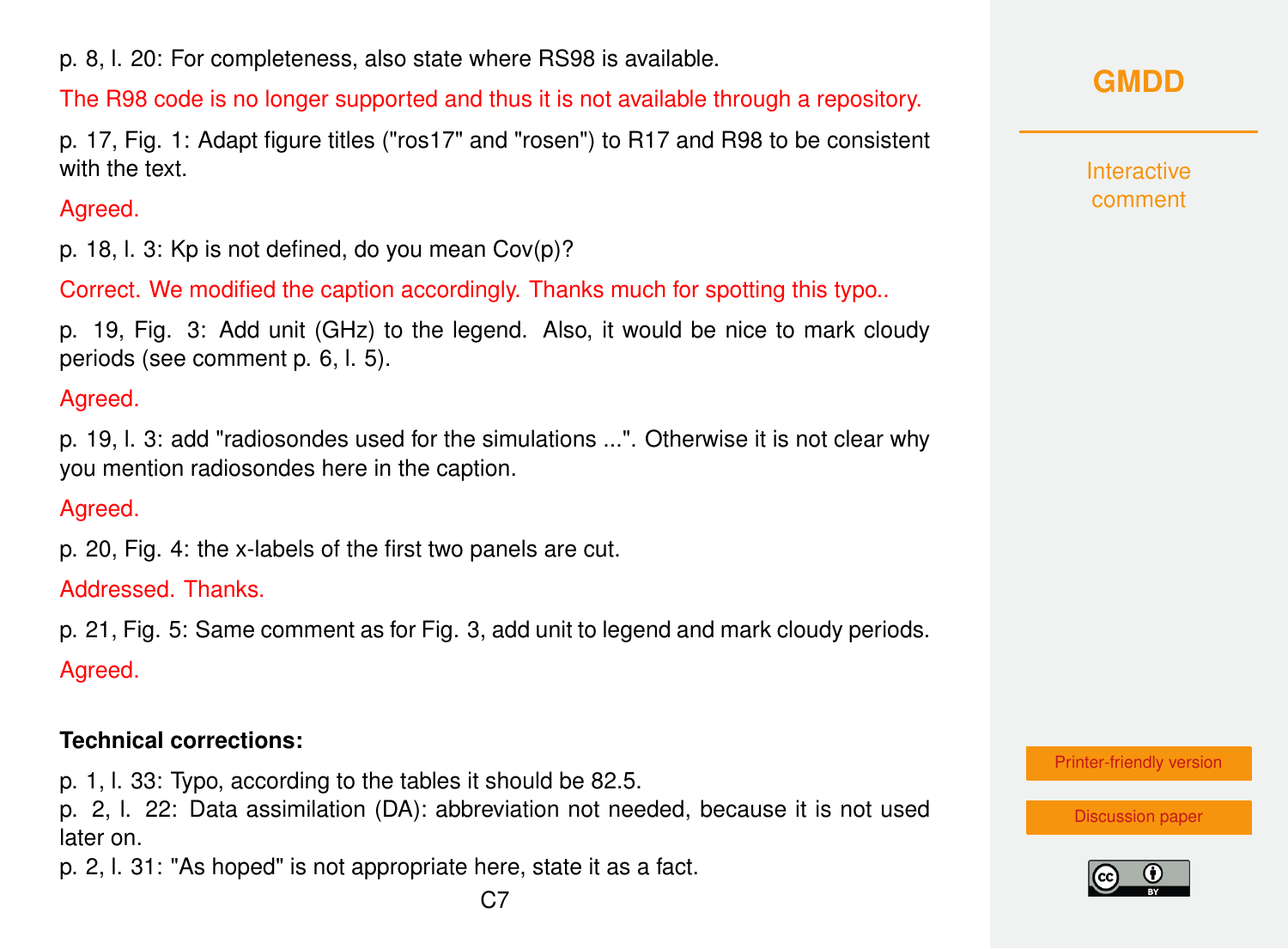p. 8, l. 20: For completeness, also state where RS98 is available.

The R98 code is no longer supported and thus it is not available through a repository.

p. 17, Fig. 1: Adapt figure titles ("ros17" and "rosen") to R17 and R98 to be consistent with the text.

Agreed.

p. 18, l. 3: Kp is not defined, do you mean Cov(p)?

Correct. We modified the caption accordingly. Thanks much for spotting this typo..

p. 19, Fig. 3: Add unit (GHz) to the legend. Also, it would be nice to mark cloudy periods (see comment p. 6, l. 5).

Agreed.

p. 19, l. 3: add "radiosondes used for the simulations ...". Otherwise it is not clear why you mention radiosondes here in the caption.

Agreed.

p. 20, Fig. 4: the x-labels of the first two panels are cut.

Addressed. Thanks.

p. 21, Fig. 5: Same comment as for Fig. 3, add unit to legend and mark cloudy periods.

Agreed.

**Technical corrections:**

p. 1, l. 33: Typo, according to the tables it should be 82.5.
p. 2, l. 22: Data assimilation (DA): abbreviation not needed, because it is not used later on.
p. 2, l. 31: "As hoped" is not appropriate here, state it as a fact.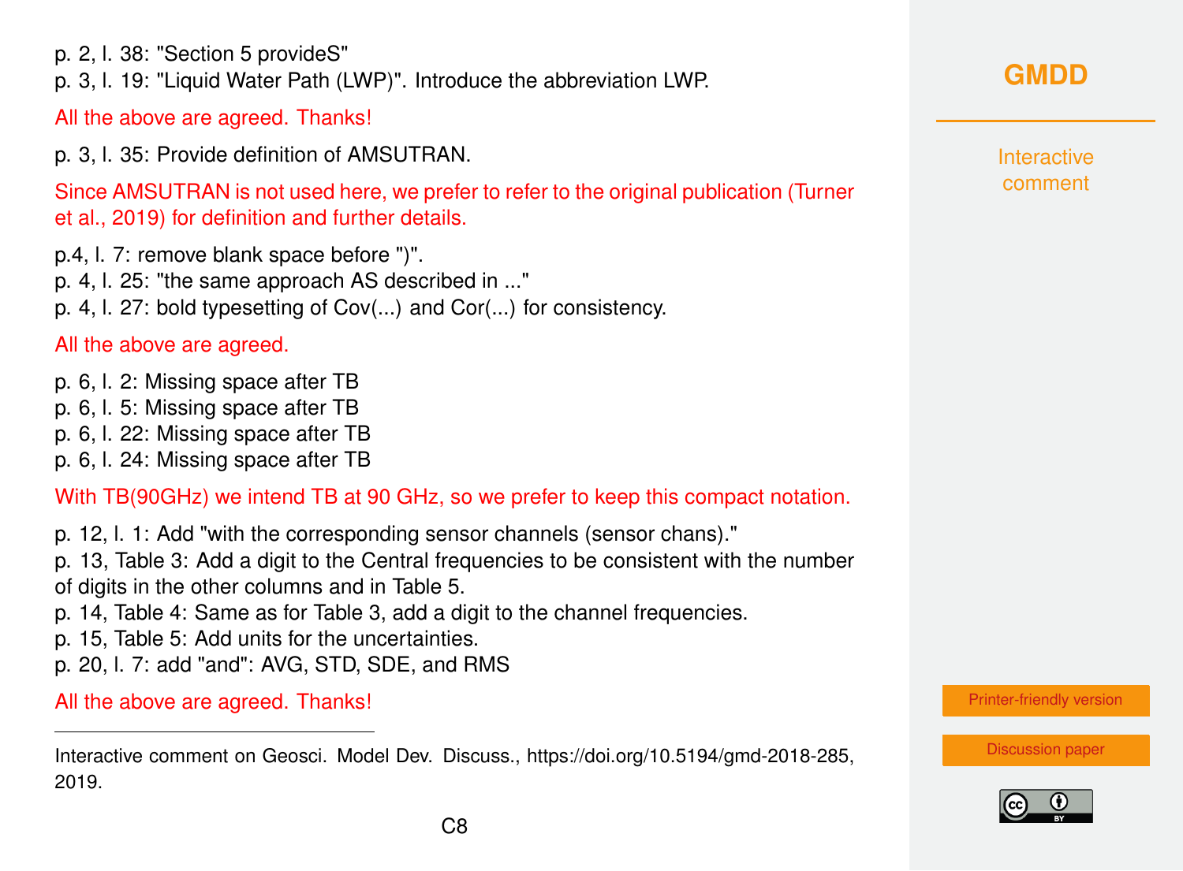p. 2, l. 38: "Section 5 provideS"
p. 3, l. 19: "Liquid Water Path (LWP)". Introduce the abbreviation LWP.

All the above are agreed. Thanks!

p. 3, l. 35: Provide definition of AMSUTRAN.

Since AMSUTRAN is not used here, we prefer to refer to the original publication (Turner et al., 2019) for definition and further details.

p.4, l. 7: remove blank space before ")".
p. 4, l. 25: "the same approach AS described in ..."
p. 4, l. 27: bold typesetting of Cov(...) and Cor(...) for consistency.

All the above are agreed.

p. 6, l. 2: Missing space after TB
p. 6, l. 5: Missing space after TB
p. 6, l. 22: Missing space after TB
p. 6, l. 24: Missing space after TB

With TB(90GHz) we intend TB at 90 GHz, so we prefer to keep this compact notation.

p. 12, l. 1: Add "with the corresponding sensor channels (sensor chans)."
p. 13, Table 3: Add a digit to the Central frequencies to be consistent with the number of digits in the other columns and in Table 5.
p. 14, Table 4: Same as for Table 3, add a digit to the channel frequencies.
p. 15, Table 5: Add units for the uncertainties.
p. 20, l. 7: add "and": AVG, STD, SDE, and RMS

All the above are agreed. Thanks!

---

Interactive comment on Geosci. Model Dev. Discuss., https://doi.org/10.5194/gmd-2018-285, 2019.